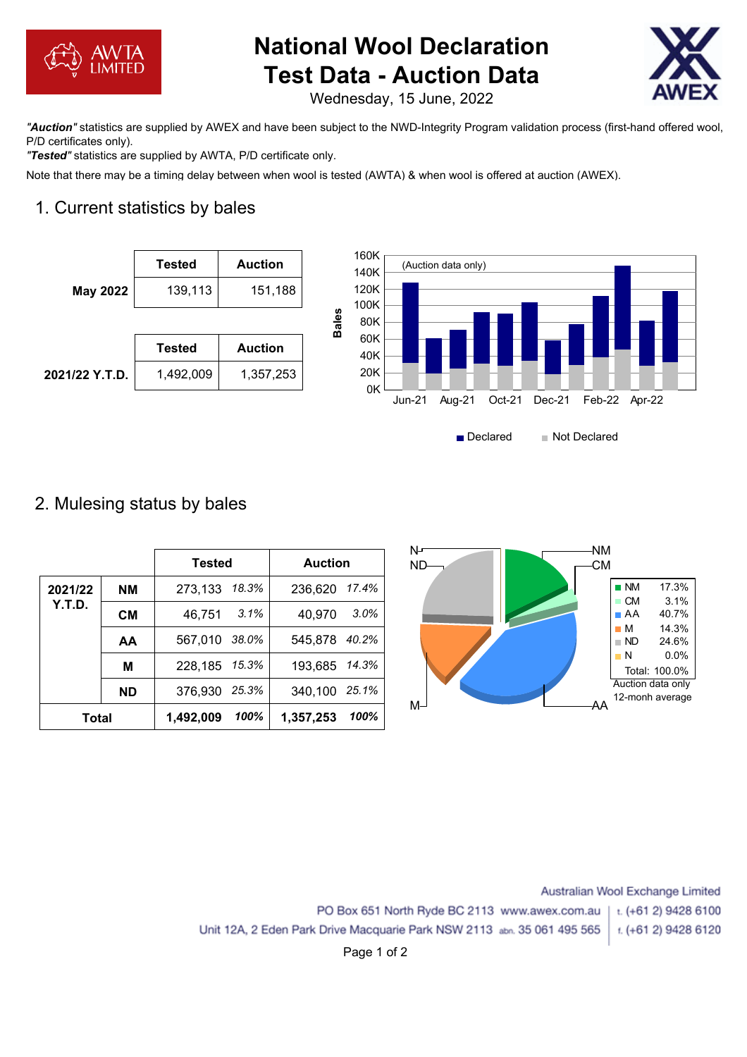# National Wool Declaration Test Data - Auction Data

Wednesday, 15 June, 2022

*"**Auction**"* statistics are supplied by AWEX and have been subject to the NWD-Integrity Program validation process (first-hand offered wool, P/D certificates only).

*"**Tested**"* statistics are supplied by AWTA, P/D certificate only.

Note that there may be a timing delay between when wool is tested (AWTA) & when wool is offered at auction (AWEX).

## 1. Current statistics by bales

| | Tested | Auction |
|---|---|---|
| **May 2022** | 139,113 | 151,188 |

| | Tested | Auction |
|---|---|---|
| **2021/22 Y.T.D.** | 1,492,009 | 1,357,253 |

(Auction data only)

Bales

160K
140K
120K
100K
80K
60K
40K
20K
0K

Jun-21 Aug-21 Oct-21 Dec-21 Feb-22 Apr-22

Declared Not Declared

## 2. Mulesing status by bales

| | | Tested | | Auction | |
|---|---|---|---|---|---|
| **2021/22 Y.T.D.** | **NM** | 273,133 | *18.3%* | 236,620 | *17.4%* |
| | **CM** | 46,751 | *3.1%* | 40,970 | *3.0%* |
| | **AA** | 567,010 | *38.0%* | 545,878 | *40.2%* |
| | **M** | 228,185 | *15.3%* | 193,685 | *14.3%* |
| | **ND** | 376,930 | *25.3%* | 340,100 | *25.1%* |
| **Total** | | **1,492,009** | ***100%*** | **1,357,253** | ***100%*** |

N
ND
NM
CM
M
AA

NM 17.3%
CM 3.1%
AA 40.7%
M 14.3%
ND 24.6%
N 0.0%
Total: 100.0%

Auction data only
12-monh average

Australian Wool Exchange Limited
PO Box 651 North Ryde BC 2113 www.awex.com.au t. (+61 2) 9428 6100
Unit 12A, 2 Eden Park Drive Macquarie Park NSW 2113 abn. 35 061 495 565 f. (+61 2) 9428 6120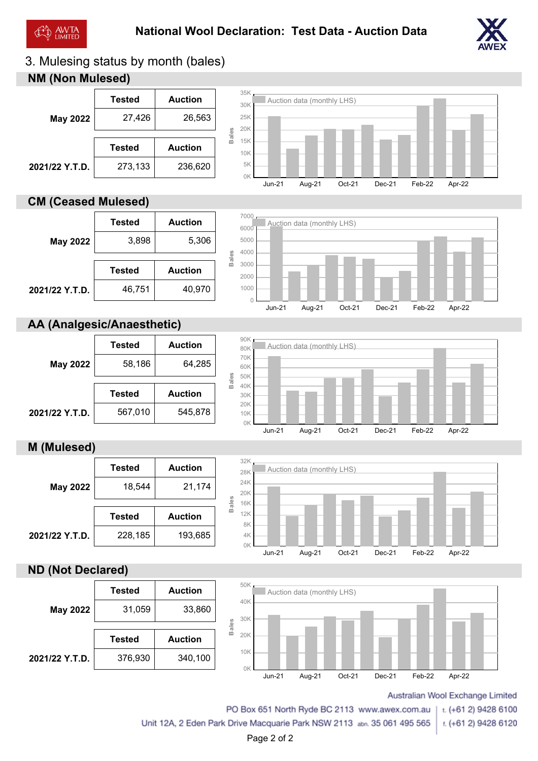National Wool Declaration: Test Data - Auction Data

## 3. Mulesing status by month (bales)

### NM (Non Mulesed)

| | Tested | Auction |
|---|---|---|
| May 2022 | 27,426 | 26,563 |
| 2021/22 Y.T.D. | 273,133 | 236,620 |

Auction data (monthly LHS)
Bales
0K 5K 10K 15K 20K 25K 30K 35K
Jun-21 Aug-21 Oct-21 Dec-21 Feb-22 Apr-22

### CM (Ceased Mulesed)

| | Tested | Auction |
|---|---|---|
| May 2022 | 3,898 | 5,306 |
| 2021/22 Y.T.D. | 46,751 | 40,970 |

Auction data (monthly LHS)
Bales
0 1000 2000 3000 4000 5000 6000 7000
Jun-21 Aug-21 Oct-21 Dec-21 Feb-22 Apr-22

### AA (Analgesic/Anaesthetic)

| | Tested | Auction |
|---|---|---|
| May 2022 | 58,186 | 64,285 |
| 2021/22 Y.T.D. | 567,010 | 545,878 |

Auction data (monthly LHS)
Bales
0K 10K 20K 30K 40K 50K 60K 70K 80K 90K
Jun-21 Aug-21 Oct-21 Dec-21 Feb-22 Apr-22

### M (Mulesed)

| | Tested | Auction |
|---|---|---|
| May 2022 | 18,544 | 21,174 |
| 2021/22 Y.T.D. | 228,185 | 193,685 |

Auction data (monthly LHS)
Bales
0K 4K 8K 12K 16K 20K 24K 28K 32K
Jun-21 Aug-21 Oct-21 Dec-21 Feb-22 Apr-22

### ND (Not Declared)

| | Tested | Auction |
|---|---|---|
| May 2022 | 31,059 | 33,860 |
| 2021/22 Y.T.D. | 376,930 | 340,100 |

Auction data (monthly LHS)
Bales
0K 10K 20K 30K 40K 50K
Jun-21 Aug-21 Oct-21 Dec-21 Feb-22 Apr-22

Australian Wool Exchange Limited
PO Box 651 North Ryde BC 2113 www.awex.com.au | t. (+61 2) 9428 6100
Unit 12A, 2 Eden Park Drive Macquarie Park NSW 2113 abn. 35 061 495 565 | f. (+61 2) 9428 6120